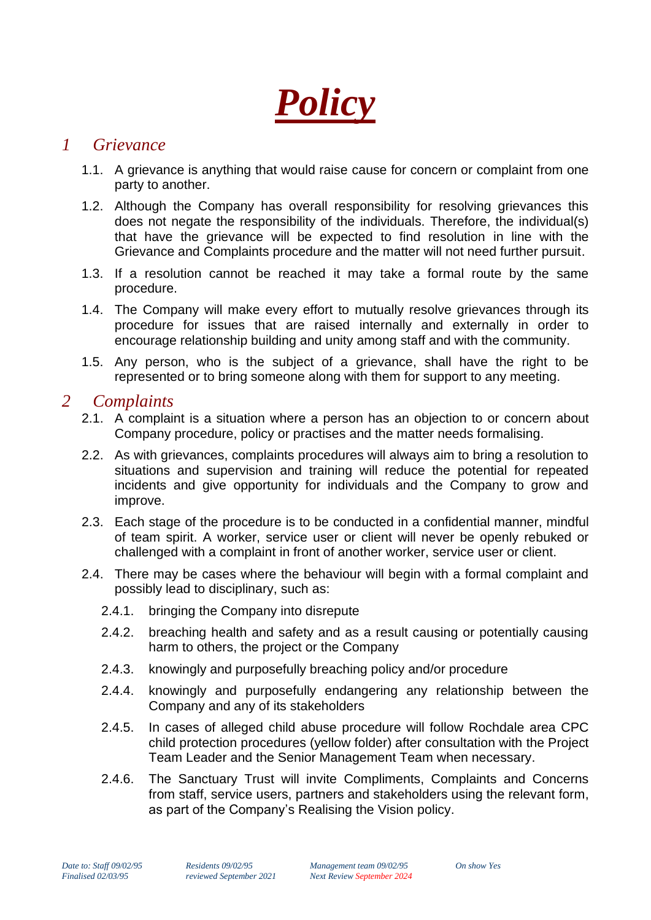# ***Policy***

## *1 Grievance*

1.1. A grievance is anything that would raise cause for concern or complaint from one party to another.

1.2. Although the Company has overall responsibility for resolving grievances this does not negate the responsibility of the individuals. Therefore, the individual(s) that have the grievance will be expected to find resolution in line with the Grievance and Complaints procedure and the matter will not need further pursuit.

1.3. If a resolution cannot be reached it may take a formal route by the same procedure.

1.4. The Company will make every effort to mutually resolve grievances through its procedure for issues that are raised internally and externally in order to encourage relationship building and unity among staff and with the community.

1.5. Any person, who is the subject of a grievance, shall have the right to be represented or to bring someone along with them for support to any meeting.

## *2 Complaints*

2.1. A complaint is a situation where a person has an objection to or concern about Company procedure, policy or practises and the matter needs formalising.

2.2. As with grievances, complaints procedures will always aim to bring a resolution to situations and supervision and training will reduce the potential for repeated incidents and give opportunity for individuals and the Company to grow and improve.

2.3. Each stage of the procedure is to be conducted in a confidential manner, mindful of team spirit. A worker, service user or client will never be openly rebuked or challenged with a complaint in front of another worker, service user or client.

2.4. There may be cases where the behaviour will begin with a formal complaint and possibly lead to disciplinary, such as:

2.4.1. bringing the Company into disrepute

2.4.2. breaching health and safety and as a result causing or potentially causing harm to others, the project or the Company

2.4.3. knowingly and purposefully breaching policy and/or procedure

2.4.4. knowingly and purposefully endangering any relationship between the Company and any of its stakeholders

2.4.5. In cases of alleged child abuse procedure will follow Rochdale area CPC child protection procedures (yellow folder) after consultation with the Project Team Leader and the Senior Management Team when necessary.

2.4.6. The Sanctuary Trust will invite Compliments, Complaints and Concerns from staff, service users, partners and stakeholders using the relevant form, as part of the Company's Realising the Vision policy.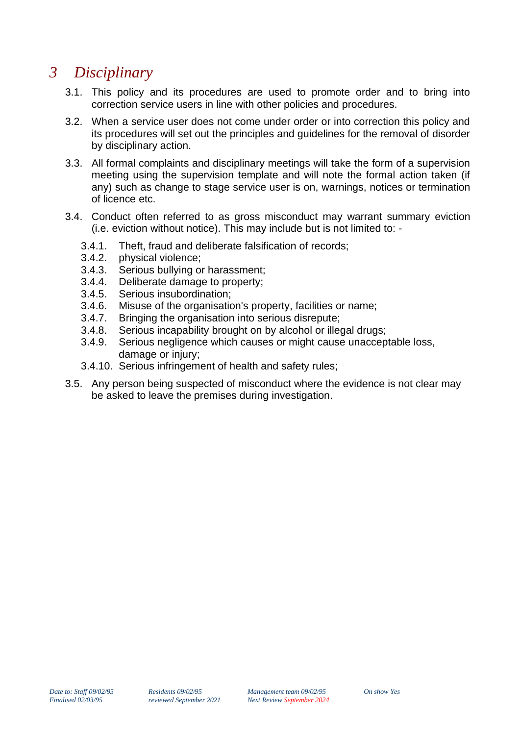# 3 *Disciplinary*

3.1. This policy and its procedures are used to promote order and to bring into correction service users in line with other policies and procedures.

3.2. When a service user does not come under order or into correction this policy and its procedures will set out the principles and guidelines for the removal of disorder by disciplinary action.

3.3. All formal complaints and disciplinary meetings will take the form of a supervision meeting using the supervision template and will note the formal action taken (if any) such as change to stage service user is on, warnings, notices or termination of licence etc.

3.4. Conduct often referred to as gross misconduct may warrant summary eviction (i.e. eviction without notice). This may include but is not limited to: -

- 3.4.1. Theft, fraud and deliberate falsification of records;
- 3.4.2. physical violence;
- 3.4.3. Serious bullying or harassment;
- 3.4.4. Deliberate damage to property;
- 3.4.5. Serious insubordination;
- 3.4.6. Misuse of the organisation's property, facilities or name;
- 3.4.7. Bringing the organisation into serious disrepute;
- 3.4.8. Serious incapability brought on by alcohol or illegal drugs;
- 3.4.9. Serious negligence which causes or might cause unacceptable loss, damage or injury;
- 3.4.10. Serious infringement of health and safety rules;

3.5. Any person being suspected of misconduct where the evidence is not clear may be asked to leave the premises during investigation.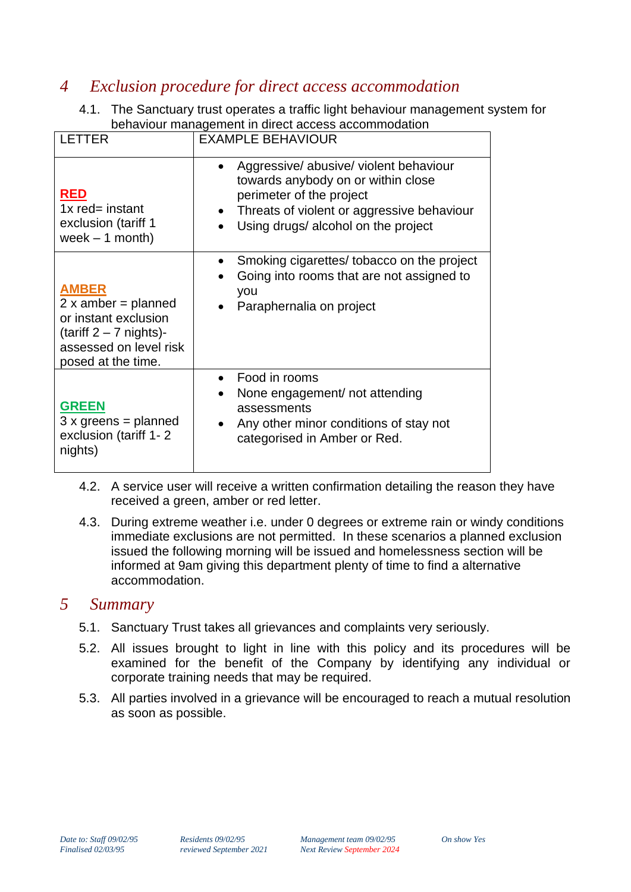## 4 Exclusion procedure for direct access accommodation

4.1. The Sanctuary trust operates a traffic light behaviour management system for behaviour management in direct access accommodation

| LETTER | EXAMPLE BEHAVIOUR |
|---|---|
| **RED**<br>1x red= instant exclusion (tariff 1 week – 1 month) | • Aggressive/ abusive/ violent behaviour towards anybody on or within close perimeter of the project<br>• Threats of violent or aggressive behaviour<br>• Using drugs/ alcohol on the project |
| **AMBER**<br>2 x amber = planned or instant exclusion (tariff 2 – 7 nights)- assessed on level risk posed at the time. | • Smoking cigarettes/ tobacco on the project<br>• Going into rooms that are not assigned to you<br>• Paraphernalia on project |
| **GREEN**<br>3 x greens = planned exclusion (tariff 1- 2 nights) | • Food in rooms<br>• None engagement/ not attending assessments<br>• Any other minor conditions of stay not categorised in Amber or Red. |

4.2. A service user will receive a written confirmation detailing the reason they have received a green, amber or red letter.

4.3. During extreme weather i.e. under 0 degrees or extreme rain or windy conditions immediate exclusions are not permitted. In these scenarios a planned exclusion issued the following morning will be issued and homelessness section will be informed at 9am giving this department plenty of time to find a alternative accommodation.

## 5 Summary

5.1. Sanctuary Trust takes all grievances and complaints very seriously.

5.2. All issues brought to light in line with this policy and its procedures will be examined for the benefit of the Company by identifying any individual or corporate training needs that may be required.

5.3. All parties involved in a grievance will be encouraged to reach a mutual resolution as soon as possible.

*Date to: Staff 09/02/95 Finalised 02/03/95 | Residents 09/02/95 reviewed September 2021 | Management team 09/02/95 Next Review September 2024 | On show Yes*